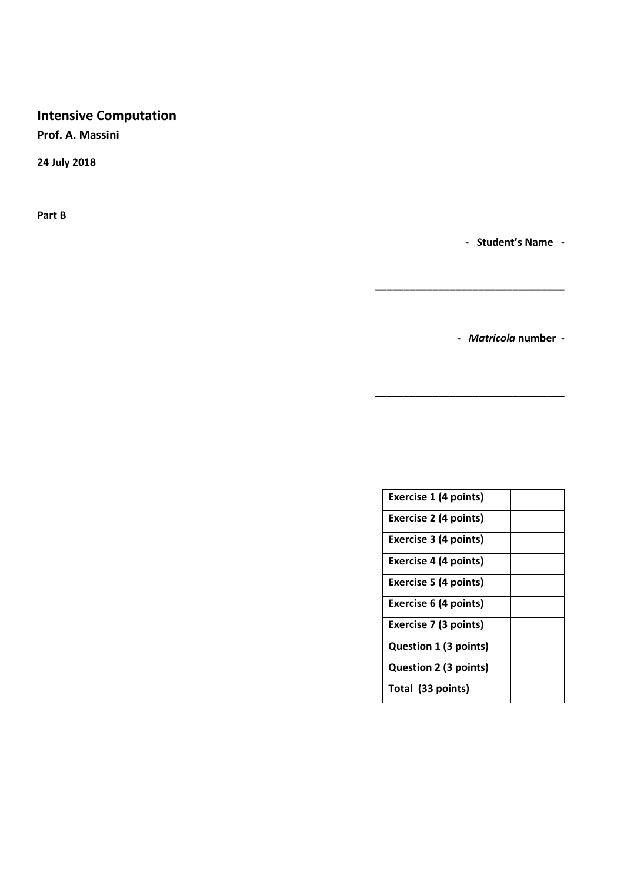# Intensive Computation

**Prof. A. Massini**

**24 July 2018**

**Part B**

**- Student's Name -**

________________________________

**-** ***Matricola*** **number -**

________________________________

| Exercise 1 (4 points) | |
|---|---|
| Exercise 2 (4 points) | |
| Exercise 3 (4 points) | |
| Exercise 4 (4 points) | |
| Exercise 5 (4 points) | |
| Exercise 6 (4 points) | |
| Exercise 7 (3 points) | |
| Question 1 (3 points) | |
| Question 2 (3 points) | |
| Total (33 points) | |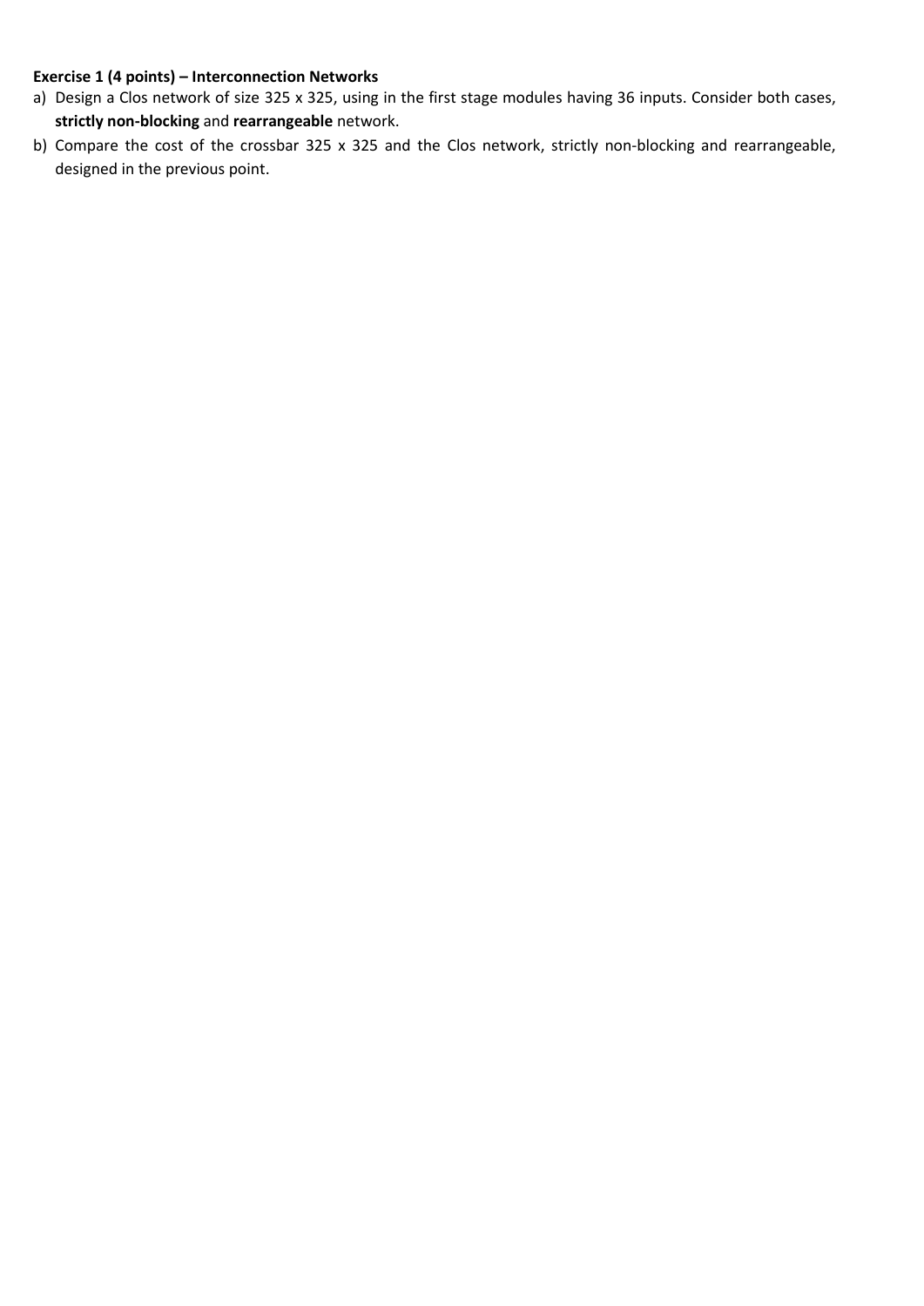**Exercise 1 (4 points) – Interconnection Networks**

a) Design a Clos network of size 325 x 325, using in the first stage modules having 36 inputs. Consider both cases, **strictly non-blocking** and **rearrangeable** network.

b) Compare the cost of the crossbar 325 x 325 and the Clos network, strictly non-blocking and rearrangeable, designed in the previous point.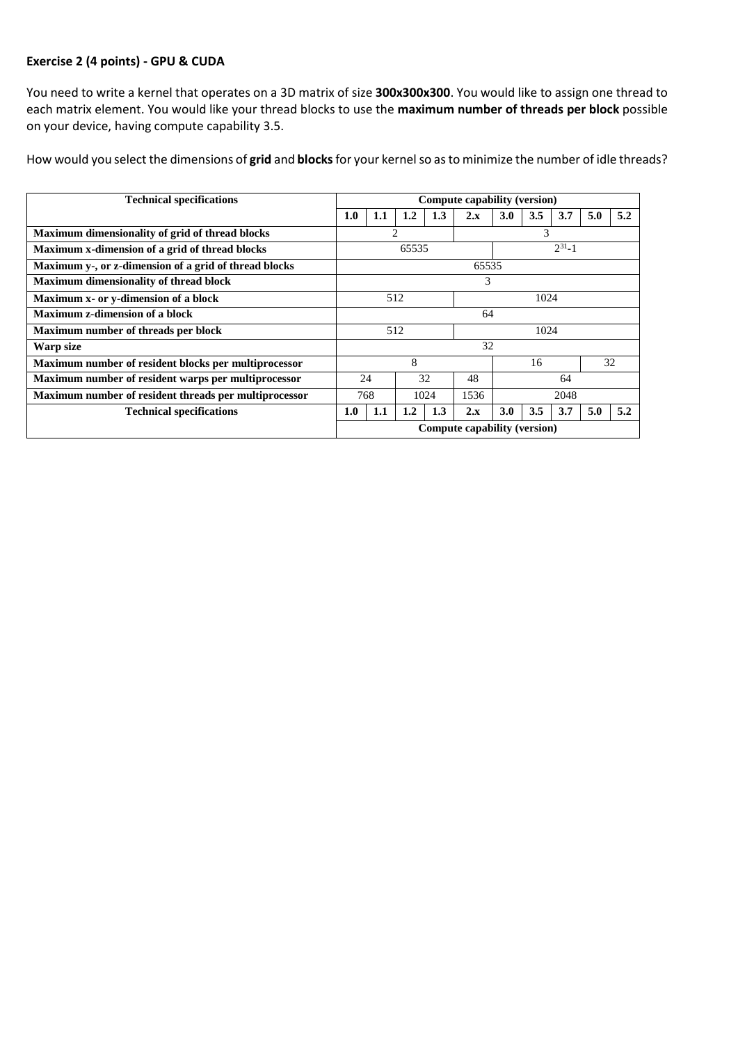**Exercise 2 (4 points) - GPU & CUDA**

You need to write a kernel that operates on a 3D matrix of size **300x300x300**. You would like to assign one thread to each matrix element. You would like your thread blocks to use the **maximum number of threads per block** possible on your device, having compute capability 3.5.

How would you select the dimensions of **grid** and **blocks** for your kernel so as to minimize the number of idle threads?

| Technical specifications | Compute capability (version) | | | | | | | | | |
|---|---|---|---|---|---|---|---|---|---|---|
| | **1.0** | **1.1** | **1.2** | **1.3** | **2.x** | **3.0** | **3.5** | **3.7** | **5.0** | **5.2** |
| **Maximum dimensionality of grid of thread blocks** | 2 | | | | 3 | | | | | |
| **Maximum x-dimension of a grid of thread blocks** | 65535 | | | | | $2^{31}$-1 | | | | |
| **Maximum y-, or z-dimension of a grid of thread blocks** | 65535 | | | | | | | | | |
| **Maximum dimensionality of thread block** | 3 | | | | | | | | | |
| **Maximum x- or y-dimension of a block** | 512 | | | | 1024 | | | | | |
| **Maximum z-dimension of a block** | 64 | | | | | | | | | |
| **Maximum number of threads per block** | 512 | | | | 1024 | | | | | |
| **Warp size** | 32 | | | | | | | | | |
| **Maximum number of resident blocks per multiprocessor** | 8 | | | | | 16 | | | 32 | |
| **Maximum number of resident warps per multiprocessor** | 24 | | 32 | | 48 | 64 | | | | |
| **Maximum number of resident threads per multiprocessor** | 768 | | 1024 | | 1536 | 2048 | | | | |
| **Technical specifications** | **1.0** | **1.1** | **1.2** | **1.3** | **2.x** | **3.0** | **3.5** | **3.7** | **5.0** | **5.2** |
| | Compute capability (version) | | | | | | | | | |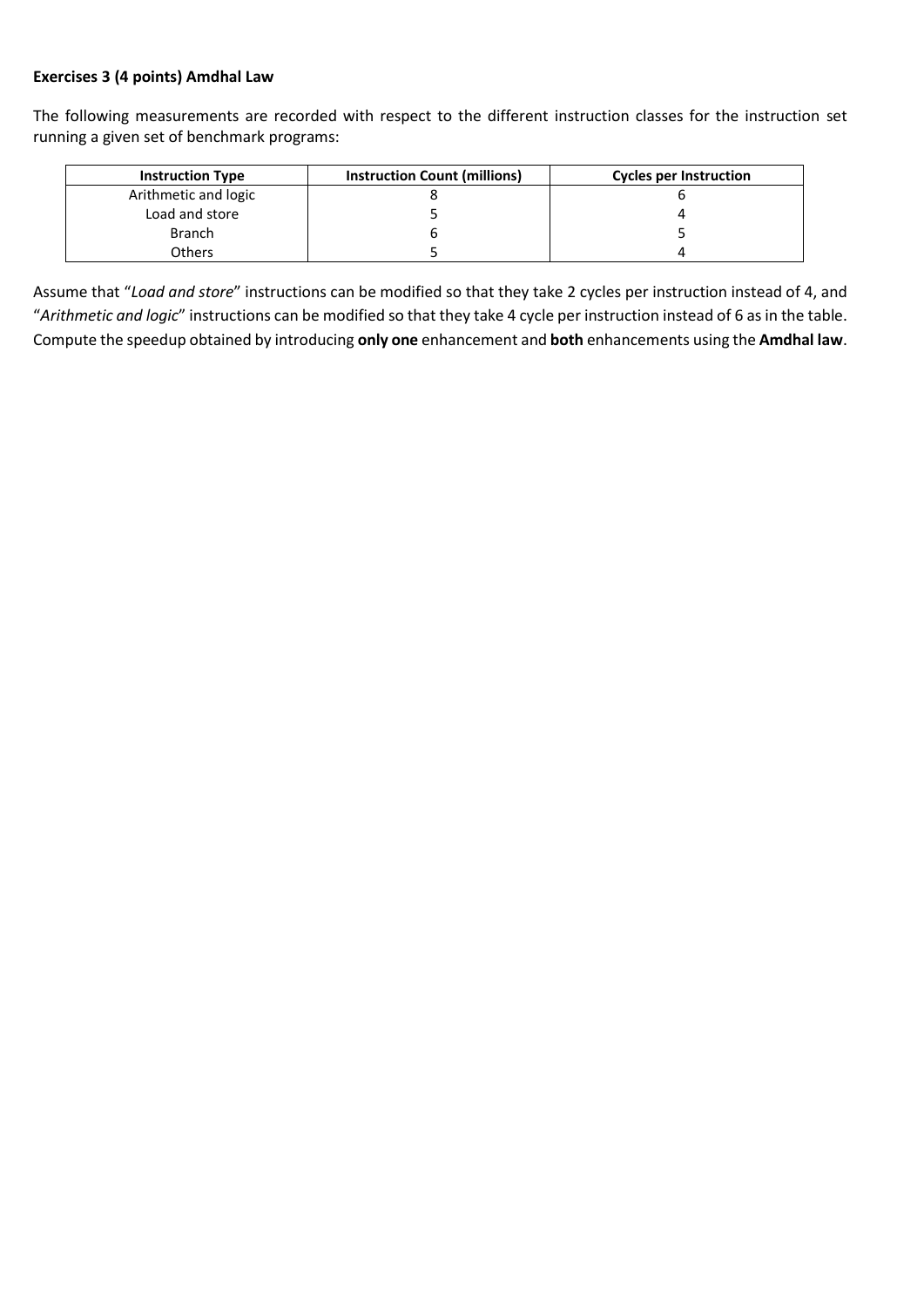**Exercises 3 (4 points) Amdhal Law**

The following measurements are recorded with respect to the different instruction classes for the instruction set running a given set of benchmark programs:

| Instruction Type | Instruction Count (millions) | Cycles per Instruction |
| --- | --- | --- |
| Arithmetic and logic | 8 | 6 |
| Load and store | 5 | 4 |
| Branch | 6 | 5 |
| Others | 5 | 4 |

Assume that "*Load and store*" instructions can be modified so that they take 2 cycles per instruction instead of 4, and "*Arithmetic and logic*" instructions can be modified so that they take 4 cycle per instruction instead of 6 as in the table. Compute the speedup obtained by introducing **only one** enhancement and **both** enhancements using the **Amdhal law**.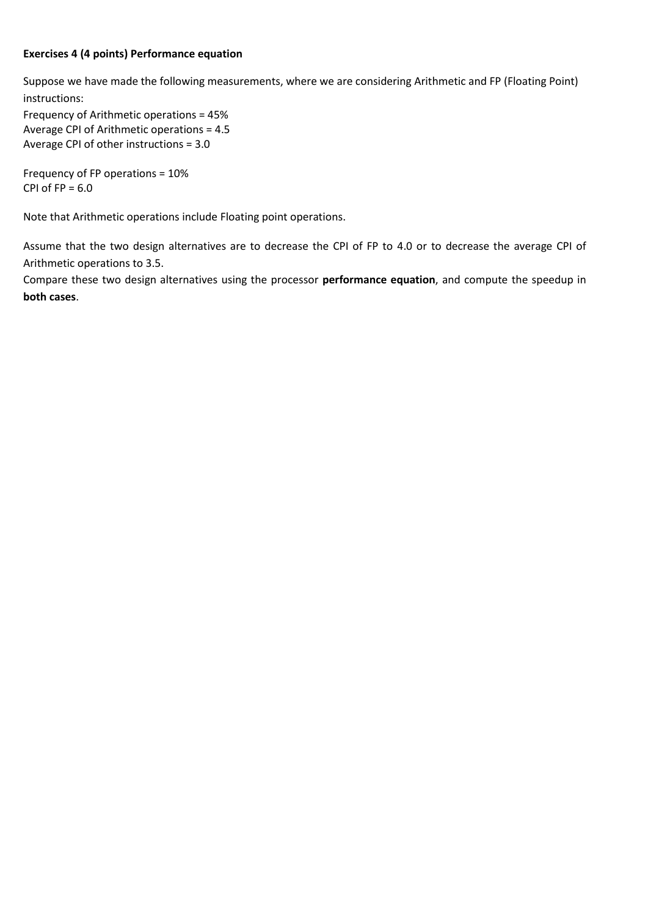**Exercises 4 (4 points) Performance equation**

Suppose we have made the following measurements, where we are considering Arithmetic and FP (Floating Point) instructions:

Frequency of Arithmetic operations = 45%
Average CPI of Arithmetic operations = 4.5
Average CPI of other instructions = 3.0

Frequency of FP operations = 10%
CPI of FP = 6.0

Note that Arithmetic operations include Floating point operations.

Assume that the two design alternatives are to decrease the CPI of FP to 4.0 or to decrease the average CPI of Arithmetic operations to 3.5.

Compare these two design alternatives using the processor **performance equation**, and compute the speedup in **both cases**.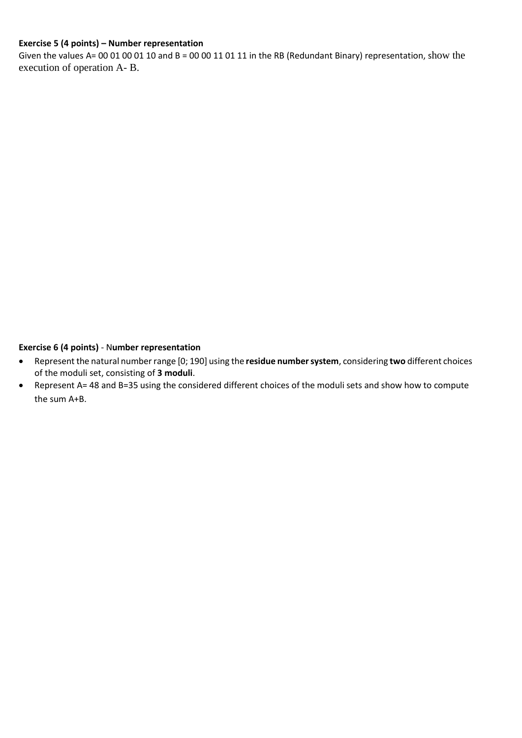**Exercise 5 (4 points) – Number representation**

Given the values A= 00 01 00 01 10 and B = 00 00 11 01 11 in the RB (Redundant Binary) representation, show the execution of operation A- B.

**Exercise 6 (4 points)** - N**umber representation**

- Represent the natural number range [0; 190] using the **residue number system**, considering **two** different choices of the moduli set, consisting of **3 moduli**.
- Represent A= 48 and B=35 using the considered different choices of the moduli sets and show how to compute the sum A+B.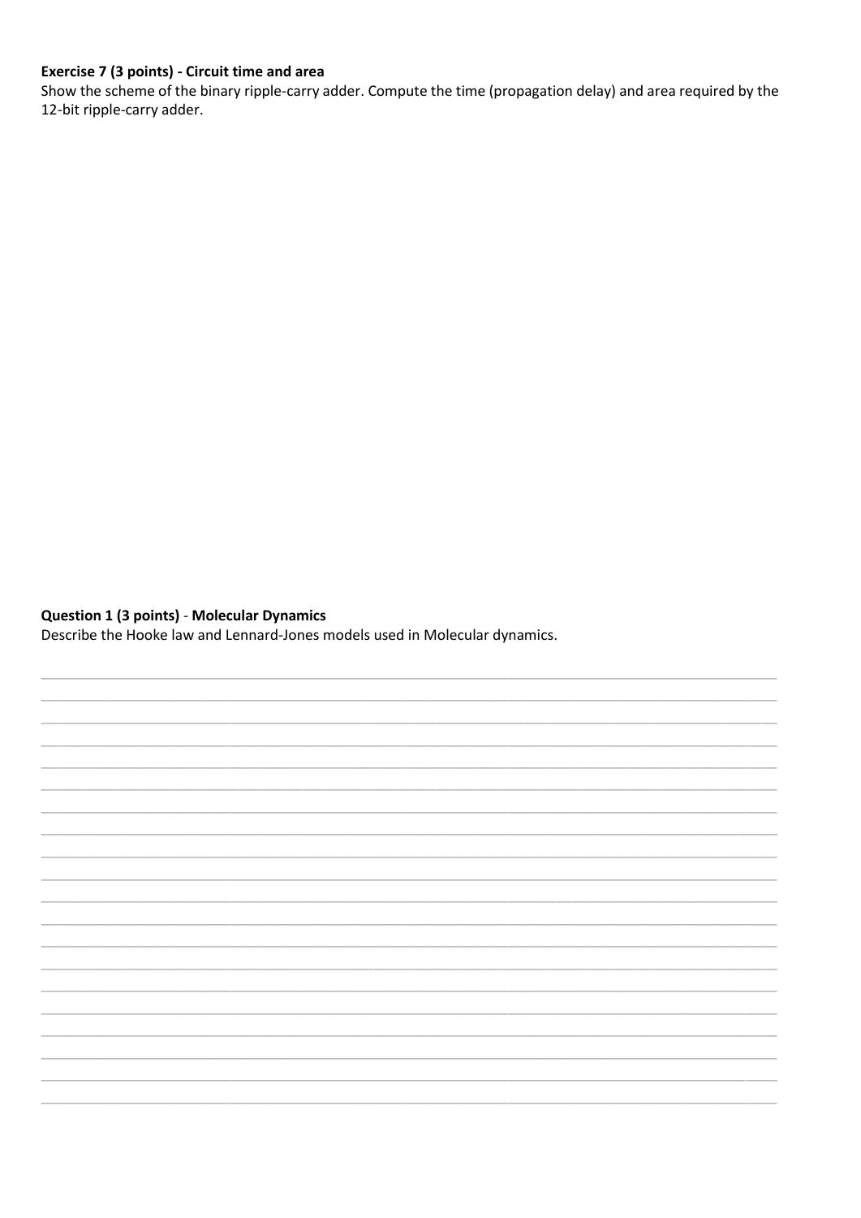**Exercise 7 (3 points) - Circuit time and area**

Show the scheme of the binary ripple-carry adder. Compute the time (propagation delay) and area required by the 12-bit ripple-carry adder.

**Question 1 (3 points)** - **Molecular Dynamics**

Describe the Hooke law and Lennard-Jones models used in Molecular dynamics.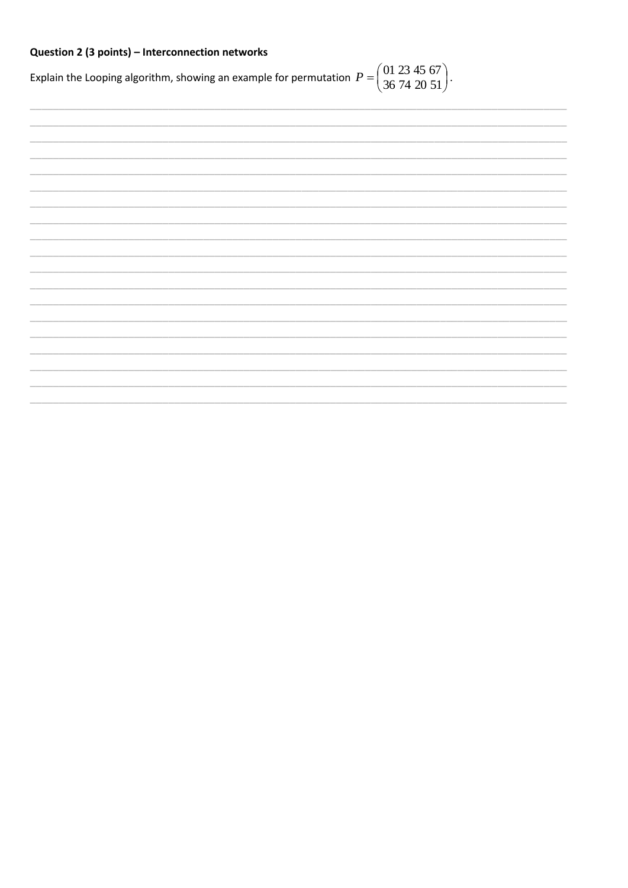**Question 2 (3 points) – Interconnection networks**

Explain the Looping algorithm, showing an example for permutation $P = \begin{pmatrix} 01\ 23\ 45\ 67 \\ 36\ 74\ 20\ 51 \end{pmatrix}$.